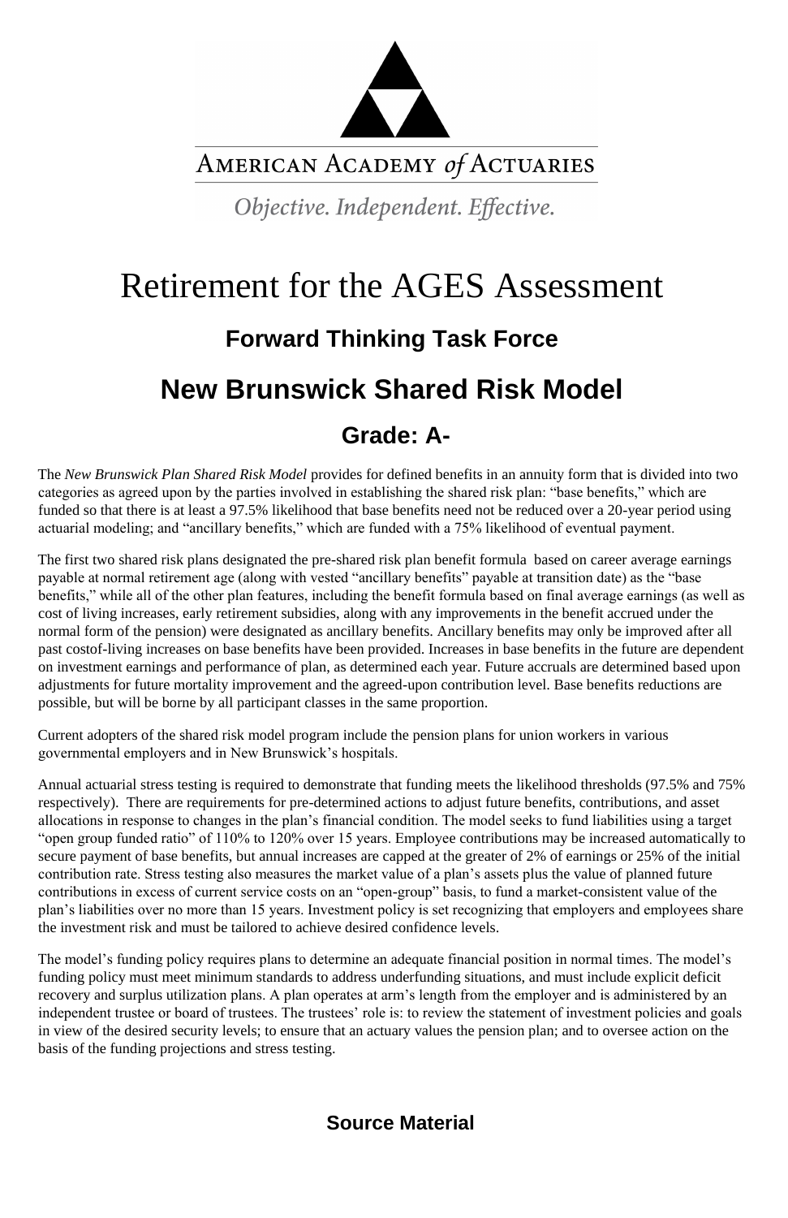AMERICAN ACADEMY *of* ACTUARIES

*Objective. Independent. Effective.*

# Retirement for the AGES Assessment

## Forward Thinking Task Force

## New Brunswick Shared Risk Model

## Grade: A-

The *New Brunswick Plan Shared Risk Model* provides for defined benefits in an annuity form that is divided into two categories as agreed upon by the parties involved in establishing the shared risk plan: "base benefits," which are funded so that there is at least a 97.5% likelihood that base benefits need not be reduced over a 20-year period using actuarial modeling; and "ancillary benefits," which are funded with a 75% likelihood of eventual payment.

The first two shared risk plans designated the pre-shared risk plan benefit formula based on career average earnings payable at normal retirement age (along with vested "ancillary benefits" payable at transition date) as the "base benefits," while all of the other plan features, including the benefit formula based on final average earnings (as well as cost of living increases, early retirement subsidies, along with any improvements in the benefit accrued under the normal form of the pension) were designated as ancillary benefits. Ancillary benefits may only be improved after all past costof-living increases on base benefits have been provided. Increases in base benefits in the future are dependent on investment earnings and performance of plan, as determined each year. Future accruals are determined based upon adjustments for future mortality improvement and the agreed-upon contribution level. Base benefits reductions are possible, but will be borne by all participant classes in the same proportion.

Current adopters of the shared risk model program include the pension plans for union workers in various governmental employers and in New Brunswick's hospitals.

Annual actuarial stress testing is required to demonstrate that funding meets the likelihood thresholds (97.5% and 75% respectively). There are requirements for pre-determined actions to adjust future benefits, contributions, and asset allocations in response to changes in the plan's financial condition. The model seeks to fund liabilities using a target "open group funded ratio" of 110% to 120% over 15 years. Employee contributions may be increased automatically to secure payment of base benefits, but annual increases are capped at the greater of 2% of earnings or 25% of the initial contribution rate. Stress testing also measures the market value of a plan's assets plus the value of planned future contributions in excess of current service costs on an "open-group" basis, to fund a market-consistent value of the plan's liabilities over no more than 15 years. Investment policy is set recognizing that employers and employees share the investment risk and must be tailored to achieve desired confidence levels.

The model's funding policy requires plans to determine an adequate financial position in normal times. The model's funding policy must meet minimum standards to address underfunding situations, and must include explicit deficit recovery and surplus utilization plans. A plan operates at arm's length from the employer and is administered by an independent trustee or board of trustees. The trustees' role is: to review the statement of investment policies and goals in view of the desired security levels; to ensure that an actuary values the pension plan; and to oversee action on the basis of the funding projections and stress testing.

### Source Material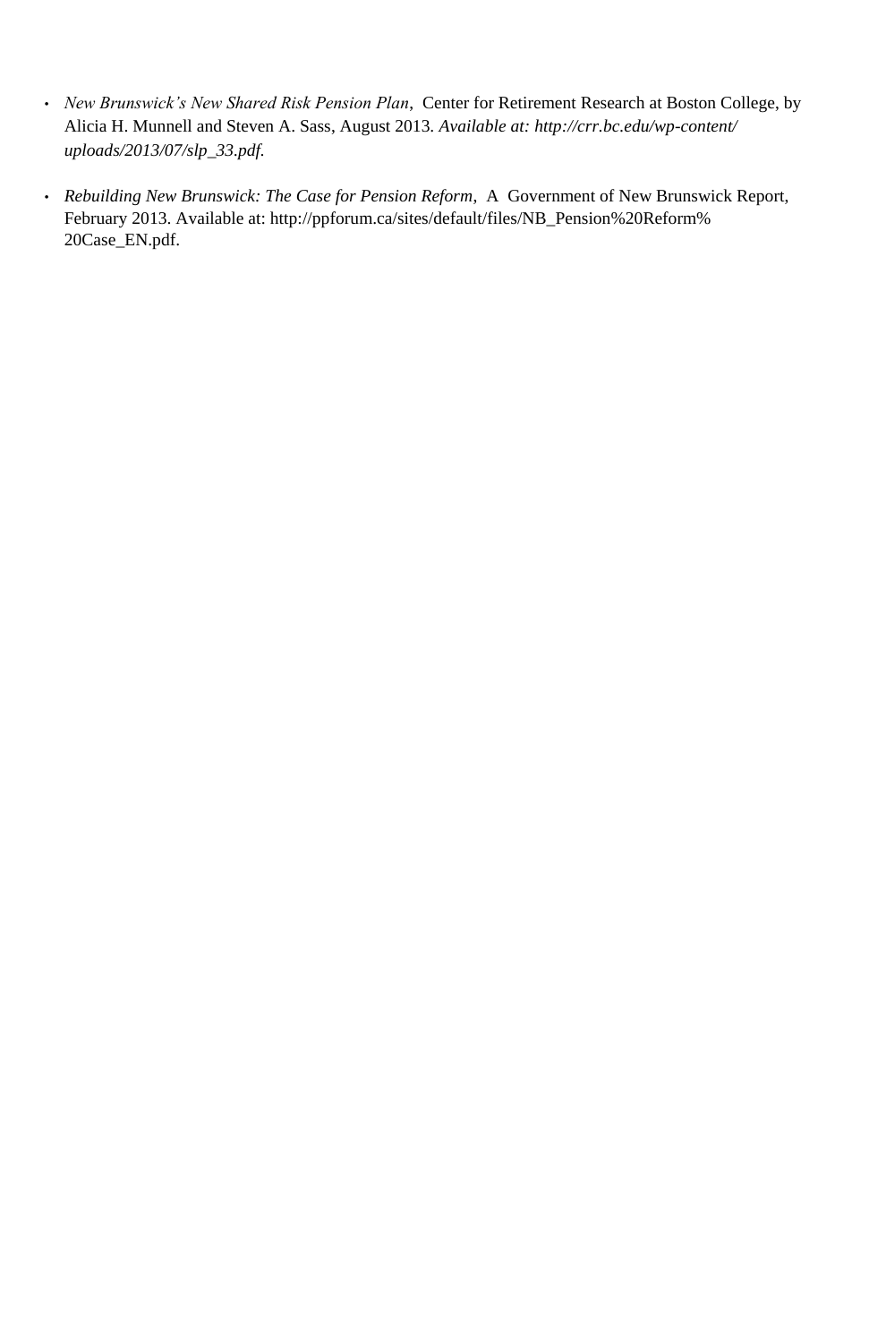- *New Brunswick's New Shared Risk Pension Plan*, Center for Retirement Research at Boston College, by Alicia H. Munnell and Steven A. Sass, August 2013. *Available at: http://crr.bc.edu/wp-content/uploads/2013/07/slp_33.pdf.*

- *Rebuilding New Brunswick: The Case for Pension Reform*, A Government of New Brunswick Report, February 2013. Available at: http://ppforum.ca/sites/default/files/NB_Pension%20Reform%20Case_EN.pdf.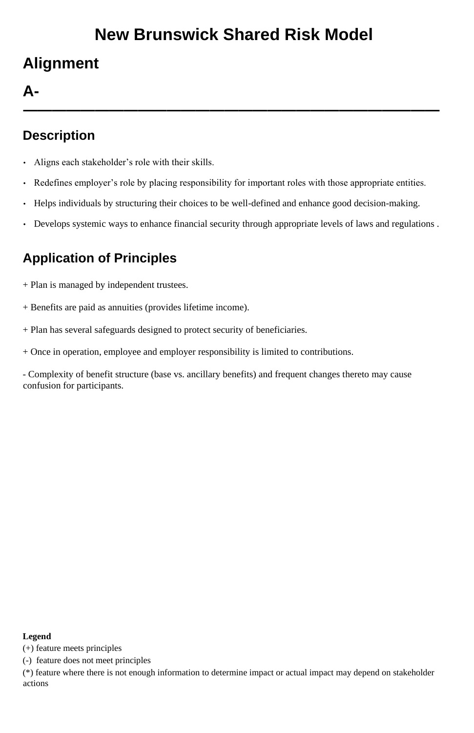# New Brunswick Shared Risk Model

## Alignment

## A-

---

### Description

- Aligns each stakeholder's role with their skills.
- Redefines employer's role by placing responsibility for important roles with those appropriate entities.
- Helps individuals by structuring their choices to be well-defined and enhance good decision-making.
- Develops systemic ways to enhance financial security through appropriate levels of laws and regulations .

### Application of Principles

+ Plan is managed by independent trustees.

+ Benefits are paid as annuities (provides lifetime income).

+ Plan has several safeguards designed to protect security of beneficiaries.

+ Once in operation, employee and employer responsibility is limited to contributions.

- Complexity of benefit structure (base vs. ancillary benefits) and frequent changes thereto may cause confusion for participants.

**Legend**

(+) feature meets principles

(-) feature does not meet principles

(*) feature where there is not enough information to determine impact or actual impact may depend on stakeholder actions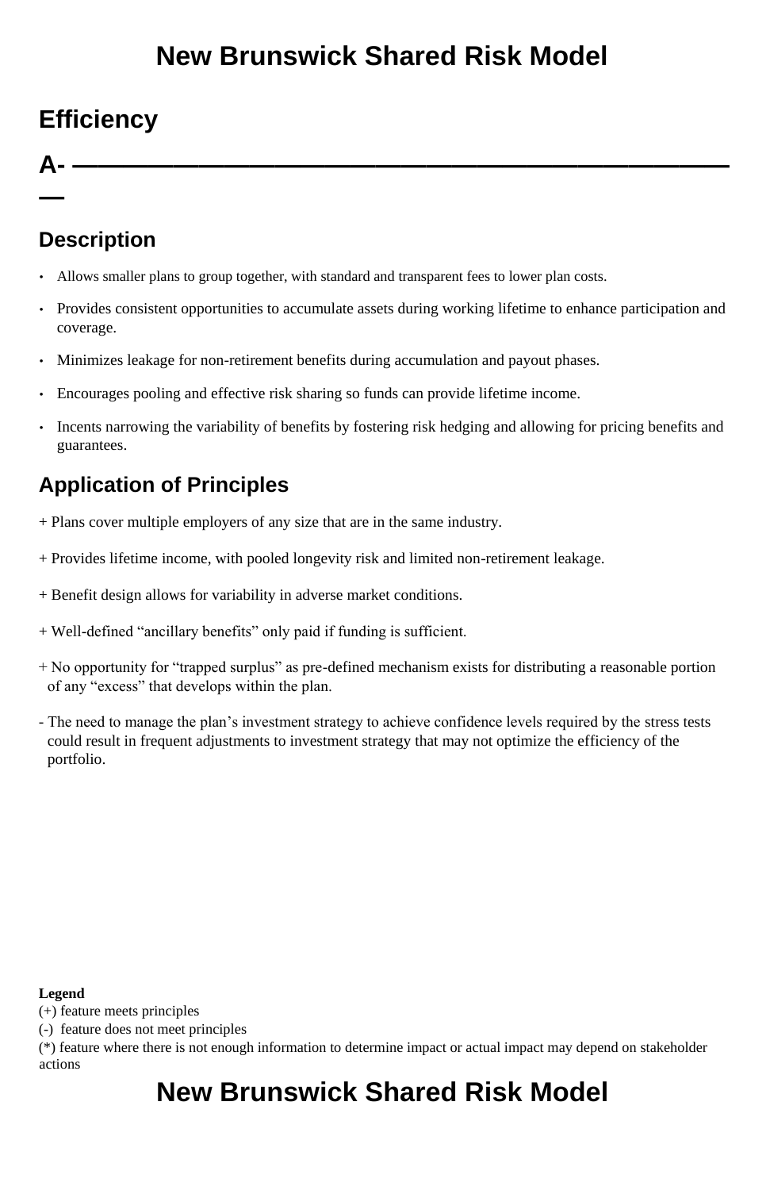# New Brunswick Shared Risk Model

## Efficiency

## A- ——————————————————————————————

### Description

- Allows smaller plans to group together, with standard and transparent fees to lower plan costs.
- Provides consistent opportunities to accumulate assets during working lifetime to enhance participation and coverage.
- Minimizes leakage for non-retirement benefits during accumulation and payout phases.
- Encourages pooling and effective risk sharing so funds can provide lifetime income.
- Incents narrowing the variability of benefits by fostering risk hedging and allowing for pricing benefits and guarantees.

### Application of Principles

+ Plans cover multiple employers of any size that are in the same industry.

+ Provides lifetime income, with pooled longevity risk and limited non-retirement leakage.

+ Benefit design allows for variability in adverse market conditions.

+ Well-defined “ancillary benefits” only paid if funding is sufficient.

+ No opportunity for “trapped surplus” as pre-defined mechanism exists for distributing a reasonable portion of any “excess” that develops within the plan.

- The need to manage the plan’s investment strategy to achieve confidence levels required by the stress tests could result in frequent adjustments to investment strategy that may not optimize the efficiency of the portfolio.

**Legend**
(+) feature meets principles
(-) feature does not meet principles
(*) feature where there is not enough information to determine impact or actual impact may depend on stakeholder actions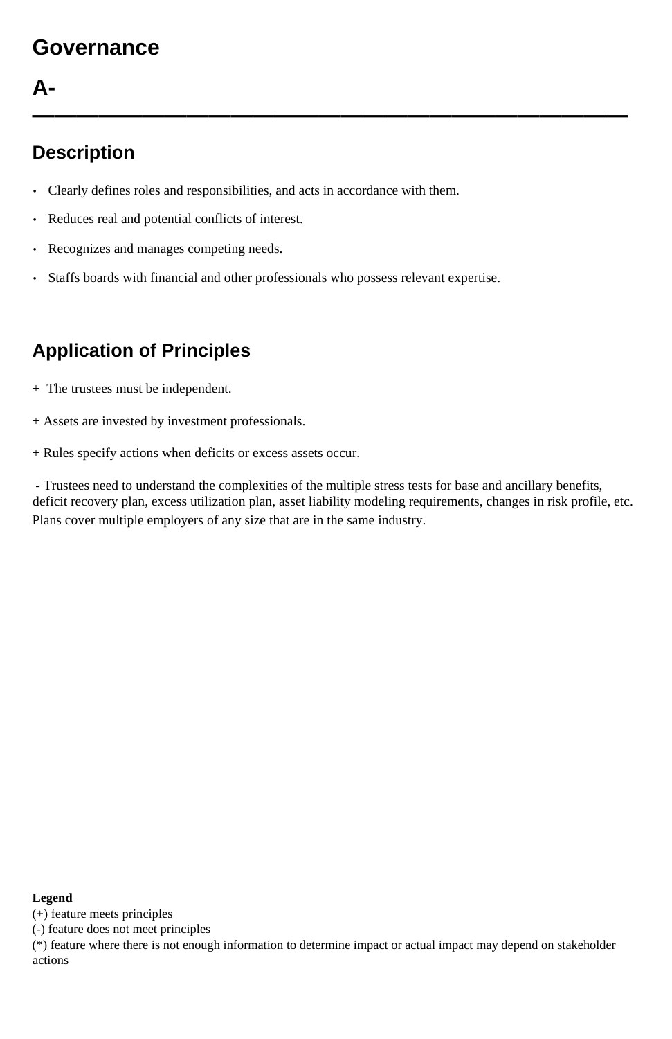# Governance

## A-

---

## Description

- Clearly defines roles and responsibilities, and acts in accordance with them.
- Reduces real and potential conflicts of interest.
- Recognizes and manages competing needs.
- Staffs boards with financial and other professionals who possess relevant expertise.

## Application of Principles

+ The trustees must be independent.

+ Assets are invested by investment professionals.

+ Rules specify actions when deficits or excess assets occur.

- Trustees need to understand the complexities of the multiple stress tests for base and ancillary benefits, deficit recovery plan, excess utilization plan, asset liability modeling requirements, changes in risk profile, etc. Plans cover multiple employers of any size that are in the same industry.

**Legend**
(+) feature meets principles
(-) feature does not meet principles
(*) feature where there is not enough information to determine impact or actual impact may depend on stakeholder actions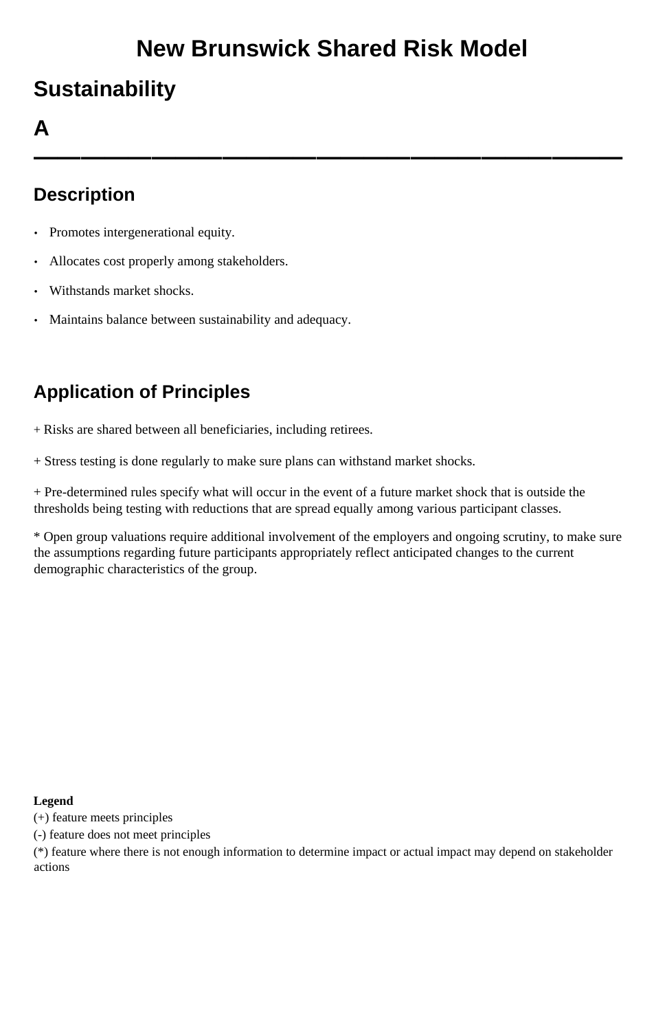# New Brunswick Shared Risk Model

## Sustainability

## A

---

### Description

- Promotes intergenerational equity.
- Allocates cost properly among stakeholders.
- Withstands market shocks.
- Maintains balance between sustainability and adequacy.

### Application of Principles

+ Risks are shared between all beneficiaries, including retirees.

+ Stress testing is done regularly to make sure plans can withstand market shocks.

+ Pre-determined rules specify what will occur in the event of a future market shock that is outside the thresholds being testing with reductions that are spread equally among various participant classes.

* Open group valuations require additional involvement of the employers and ongoing scrutiny, to make sure the assumptions regarding future participants appropriately reflect anticipated changes to the current demographic characteristics of the group.

**Legend**

(+) feature meets principles

(-) feature does not meet principles

(*) feature where there is not enough information to determine impact or actual impact may depend on stakeholder actions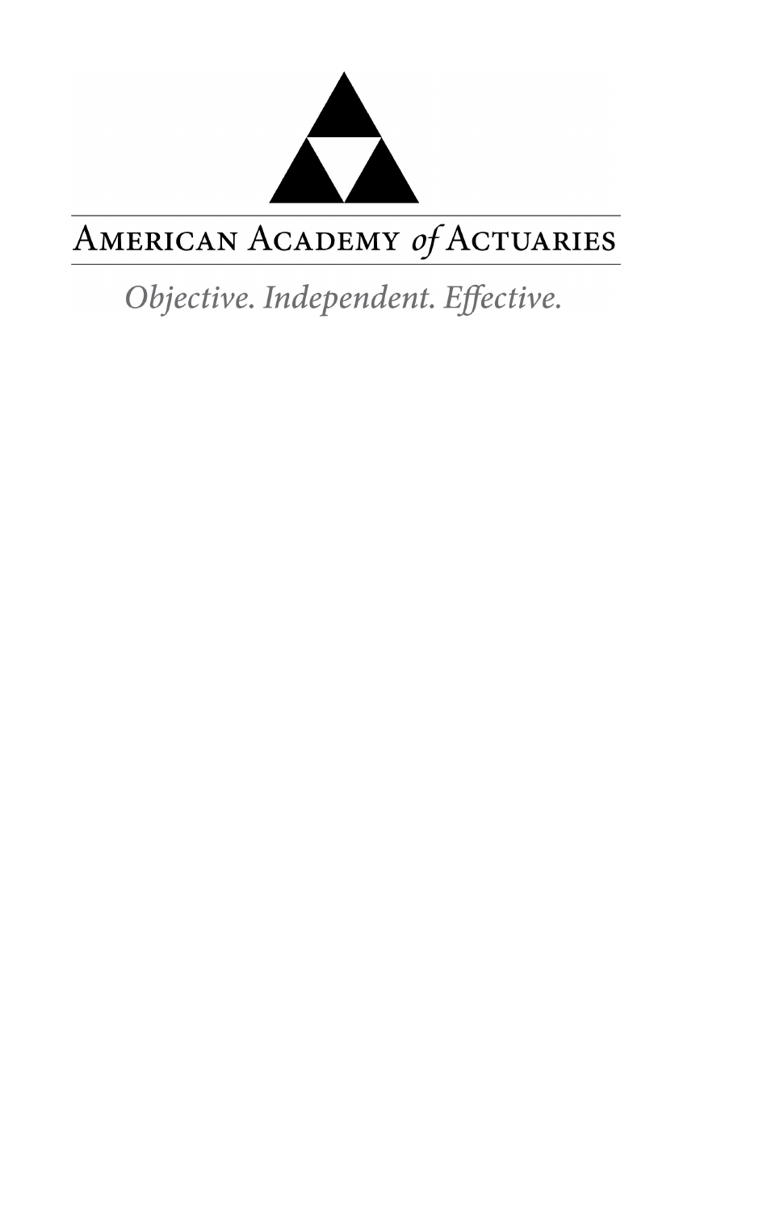AMERICAN ACADEMY *of* ACTUARIES

*Objective. Independent. Effective.*